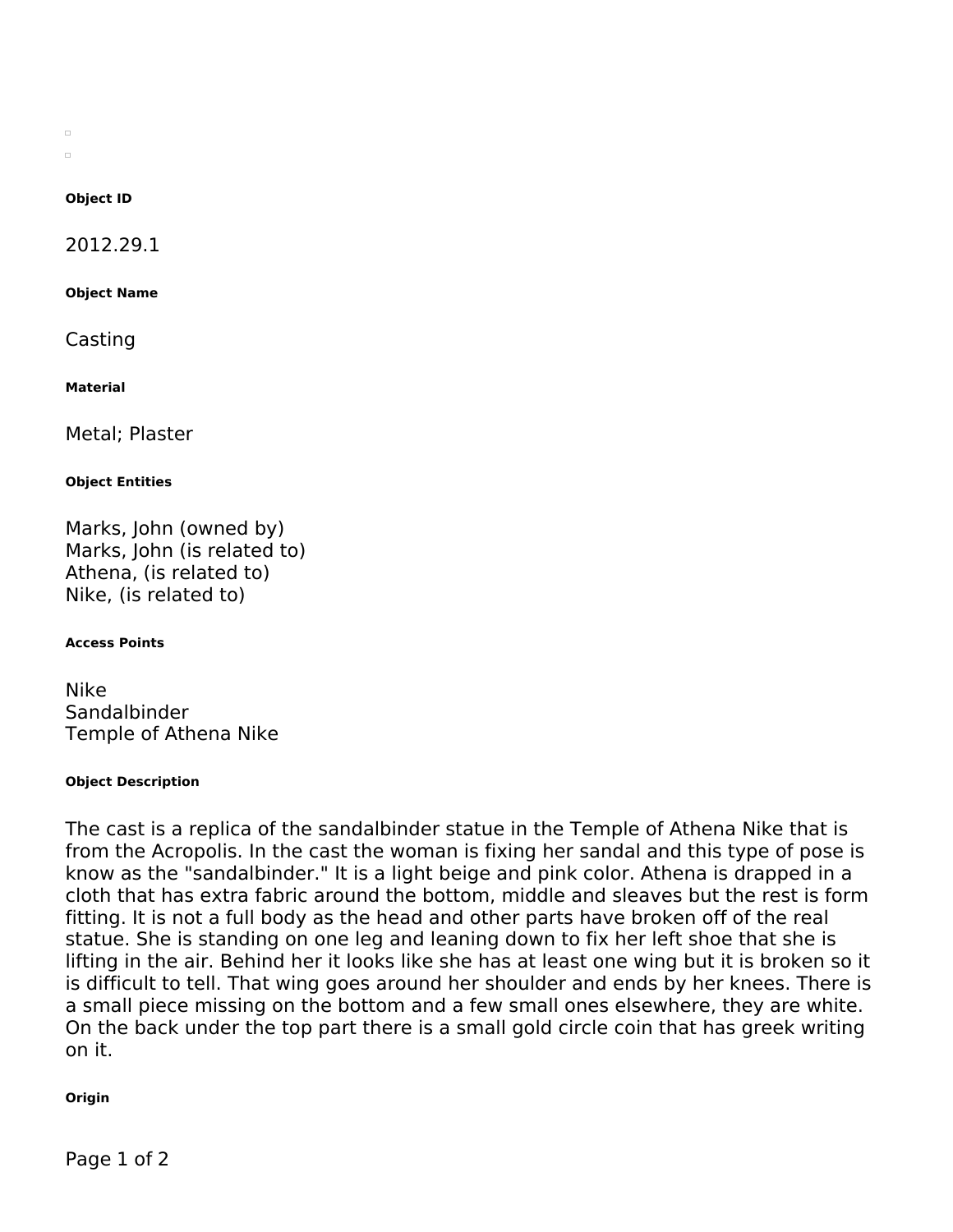#### Object ID

2012.29.1

#### Object Name

Casting

#### Material

Metal; Plaster

#### Object Entities

Marks, John (owned by)
Marks, John (is related to)
Athena, (is related to)
Nike, (is related to)

#### Access Points

Nike
Sandalbinder
Temple of Athena Nike

#### Object Description

The cast is a replica of the sandalbinder statue in the Temple of Athena Nike that is from the Acropolis. In the cast the woman is fixing her sandal and this type of pose is know as the "sandalbinder." It is a light beige and pink color. Athena is drapped in a cloth that has extra fabric around the bottom, middle and sleeves but the rest is form fitting. It is not a full body as the head and other parts have broken off of the real statue. She is standing on one leg and leaning down to fix her left shoe that she is lifting in the air. Behind her it looks like she has at least one wing but it is broken so it is difficult to tell. That wing goes around her shoulder and ends by her knees. There is a small piece missing on the bottom and a few small ones elsewhere, they are white. On the back under the top part there is a small gold circle coin that has greek writing on it.

#### Origin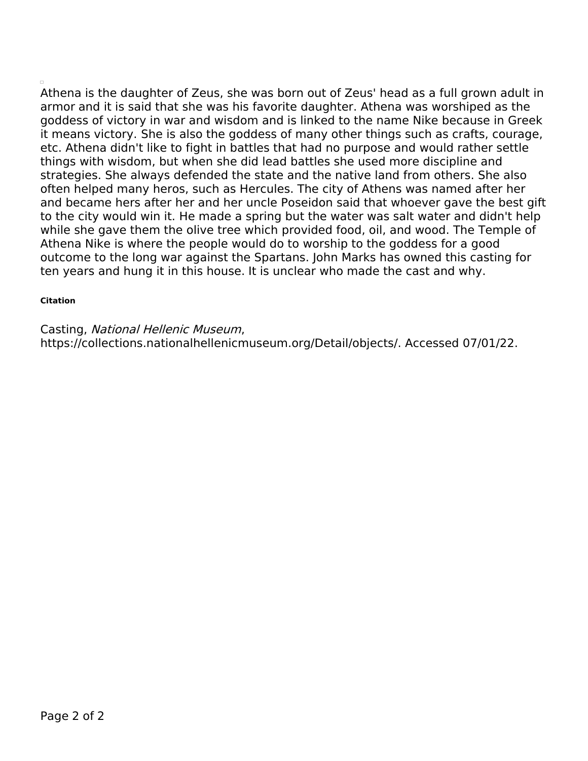Athena is the daughter of Zeus, she was born out of Zeus' head as a full grown adult in armor and it is said that she was his favorite daughter. Athena was worshiped as the goddess of victory in war and wisdom and is linked to the name Nike because in Greek it means victory. She is also the goddess of many other things such as crafts, courage, etc. Athena didn't like to fight in battles that had no purpose and would rather settle things with wisdom, but when she did lead battles she used more discipline and strategies. She always defended the state and the native land from others. She also often helped many heros, such as Hercules. The city of Athens was named after her and became hers after her and her uncle Poseidon said that whoever gave the best gift to the city would win it. He made a spring but the water was salt water and didn't help while she gave them the olive tree which provided food, oil, and wood. The Temple of Athena Nike is where the people would do to worship to the goddess for a good outcome to the long war against the Spartans. John Marks has owned this casting for ten years and hung it in this house. It is unclear who made the cast and why.

**Citation**

Casting, *National Hellenic Museum*, https://collections.nationalhellenicmuseum.org/Detail/objects/. Accessed 07/01/22.